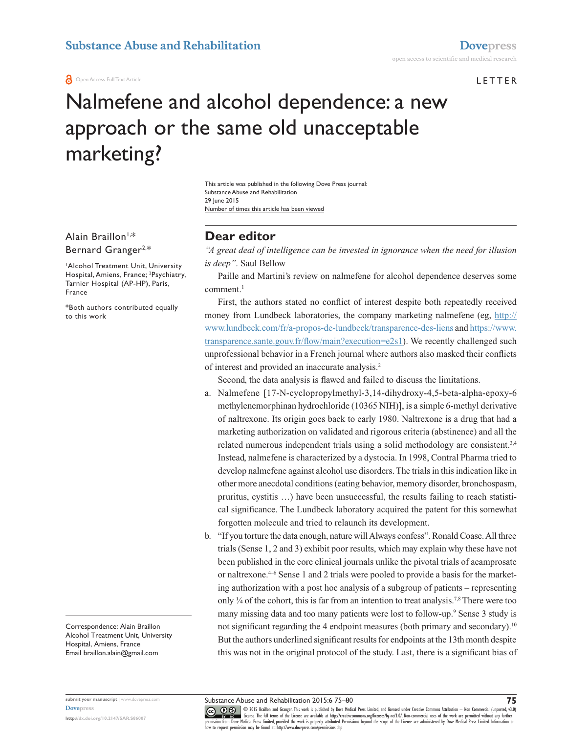Open Access Full Text Article

LETTER

# Nalmefene and alcohol dependence: a new approach or the same old unacceptable marketing?

This article was published in the following Dove Press journal:
Substance Abuse and Rehabilitation
29 June 2015
Number of times this article has been viewed

Alain Braillon[1,*]
Bernard Granger[2,*]

[1]Alcohol Treatment Unit, University Hospital, Amiens, France; [2]Psychiatry, Tarnier Hospital (AP-HP), Paris, France

*Both authors contributed equally to this work

Correspondence: Alain Braillon
Alcohol Treatment Unit, University Hospital, Amiens, France
Email braillon.alain@gmail.com

## Dear editor

*"A great deal of intelligence can be invested in ignorance when the need for illusion is deep".* Saul Bellow

Paille and Martini's review on nalmefene for alcohol dependence deserves some comment.[1]

First, the authors stated no conflict of interest despite both repeatedly received money from Lundbeck laboratories, the company marketing nalmefene (eg, http://www.lundbeck.com/fr/a-propos-de-lundbeck/transparence-des-liens and https://www.transparence.sante.gouv.fr/flow/main?execution=e2s1). We recently challenged such unprofessional behavior in a French journal where authors also masked their conflicts of interest and provided an inaccurate analysis.[2]

Second, the data analysis is flawed and failed to discuss the limitations.

a. Nalmefene [17-N-cyclopropylmethyl-3,14-dihydroxy-4,5-beta-alpha-epoxy-6 methylenemorphinan hydrochloride (10365 NIH)], is a simple 6-methyl derivative of naltrexone. Its origin goes back to early 1980. Naltrexone is a drug that had a marketing authorization on validated and rigorous criteria (abstinence) and all the related numerous independent trials using a solid methodology are consistent.[3,4] Instead, nalmefene is characterized by a dystocia. In 1998, Contral Pharma tried to develop nalmefene against alcohol use disorders. The trials in this indication like in other more anecdotal conditions (eating behavior, memory disorder, bronchospasm, pruritus, cystitis …) have been unsuccessful, the results failing to reach statistical significance. The Lundbeck laboratory acquired the patent for this somewhat forgotten molecule and tried to relaunch its development.
b. "If you torture the data enough, nature will Always confess". Ronald Coase. All three trials (Sense 1, 2 and 3) exhibit poor results, which may explain why these have not been published in the core clinical journals unlike the pivotal trials of acamprosate or naltrexone.[4–6] Sense 1 and 2 trials were pooled to provide a basis for the marketing authorization with a post hoc analysis of a subgroup of patients – representing only ¼ of the cohort, this is far from an intention to treat analysis.[7,8] There were too many missing data and too many patients were lost to follow-up.[9] Sense 3 study is not significant regarding the 4 endpoint measures (both primary and secondary).[10] But the authors underlined significant results for endpoints at the 13th month despite this was not in the original protocol of the study. Last, there is a significant bias of

© 2015 Braillon and Granger. This work is published by Dove Medical Press Limited, and licensed under Creative Commons Attribution – Non Commercial (unported, v3.0) License. The full terms of the License are available at http://creativecommons.org/licenses/by-nc/3.0/. Non-commercial uses of the work are permitted without any further permission from Dove Medical Press Limited, provided the work is properly attributed. Permissions beyond the scope of the License are administered by Dove Medical Press Limited. Information on how to request permission may be found at: http://www.dovepress.com/permissions.php

http://dx.doi.org/10.2147/SAR.S86007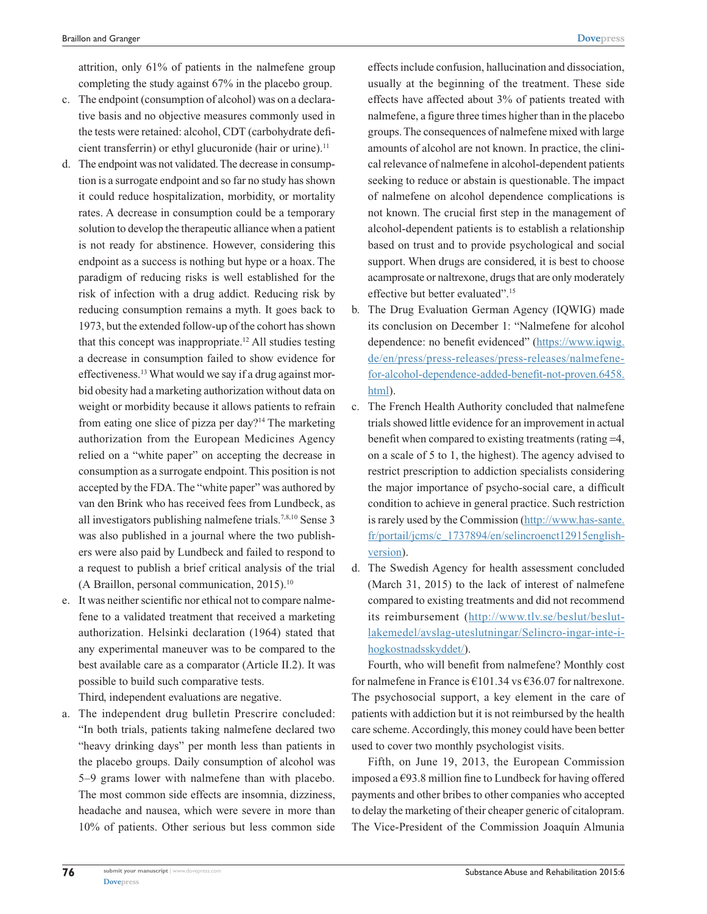attrition, only 61% of patients in the nalmefene group completing the study against 67% in the placebo group.

c. The endpoint (consumption of alcohol) was on a declarative basis and no objective measures commonly used in the tests were retained: alcohol, CDT (carbohydrate deficient transferrin) or ethyl glucuronide (hair or urine).[11]

d. The endpoint was not validated. The decrease in consumption is a surrogate endpoint and so far no study has shown it could reduce hospitalization, morbidity, or mortality rates. A decrease in consumption could be a temporary solution to develop the therapeutic alliance when a patient is not ready for abstinence. However, considering this endpoint as a success is nothing but hype or a hoax. The paradigm of reducing risks is well established for the risk of infection with a drug addict. Reducing risk by reducing consumption remains a myth. It goes back to 1973, but the extended follow-up of the cohort has shown that this concept was inappropriate.[12] All studies testing a decrease in consumption failed to show evidence for effectiveness.[13] What would we say if a drug against morbid obesity had a marketing authorization without data on weight or morbidity because it allows patients to refrain from eating one slice of pizza per day?[14] The marketing authorization from the European Medicines Agency relied on a "white paper" on accepting the decrease in consumption as a surrogate endpoint. This position is not accepted by the FDA. The "white paper" was authored by van den Brink who has received fees from Lundbeck, as all investigators publishing nalmefene trials.[7,8,10] Sense 3 was also published in a journal where the two publishers were also paid by Lundbeck and failed to respond to a request to publish a brief critical analysis of the trial (A Braillon, personal communication, 2015).[10]

e. It was neither scientific nor ethical not to compare nalmefene to a validated treatment that received a marketing authorization. Helsinki declaration (1964) stated that any experimental maneuver was to be compared to the best available care as a comparator (Article II.2). It was possible to build such comparative tests.

Third, independent evaluations are negative.

a. The independent drug bulletin Prescrire concluded: "In both trials, patients taking nalmefene declared two "heavy drinking days" per month less than patients in the placebo groups. Daily consumption of alcohol was 5–9 grams lower with nalmefene than with placebo. The most common side effects are insomnia, dizziness, headache and nausea, which were severe in more than 10% of patients. Other serious but less common side effects include confusion, hallucination and dissociation, usually at the beginning of the treatment. These side effects have affected about 3% of patients treated with nalmefene, a figure three times higher than in the placebo groups. The consequences of nalmefene mixed with large amounts of alcohol are not known. In practice, the clinical relevance of nalmefene in alcohol-dependent patients seeking to reduce or abstain is questionable. The impact of nalmefene on alcohol dependence complications is not known. The crucial first step in the management of alcohol-dependent patients is to establish a relationship based on trust and to provide psychological and social support. When drugs are considered, it is best to choose acamprosate or naltrexone, drugs that are only moderately effective but better evaluated".[15]

b. The Drug Evaluation German Agency (IQWIG) made its conclusion on December 1: "Nalmefene for alcohol dependence: no benefit evidenced" (https://www.iqwig.de/en/press/press-releases/press-releases/nalmefene-for-alcohol-dependence-added-benefit-not-proven.6458.html).

c. The French Health Authority concluded that nalmefene trials showed little evidence for an improvement in actual benefit when compared to existing treatments (rating =4, on a scale of 5 to 1, the highest). The agency advised to restrict prescription to addiction specialists considering the major importance of psycho-social care, a difficult condition to achieve in general practice. Such restriction is rarely used by the Commission (http://www.has-sante.fr/portail/jcms/c_1737894/en/selincroenct12915english-version).

d. The Swedish Agency for health assessment concluded (March 31, 2015) to the lack of interest of nalmefene compared to existing treatments and did not recommend its reimbursement (http://www.tlv.se/beslut/beslut-lakemedel/avslag-uteslutningar/Selincro-ingar-inte-i-hogkostnadsskyddet/).

Fourth, who will benefit from nalmefene? Monthly cost for nalmefene in France is €101.34 vs €36.07 for naltrexone. The psychosocial support, a key element in the care of patients with addiction but it is not reimbursed by the health care scheme. Accordingly, this money could have been better used to cover two monthly psychologist visits.

Fifth, on June 19, 2013, the European Commission imposed a €93.8 million fine to Lundbeck for having offered payments and other bribes to other companies who accepted to delay the marketing of their cheaper generic of citalopram. The Vice-President of the Commission Joaquín Almunia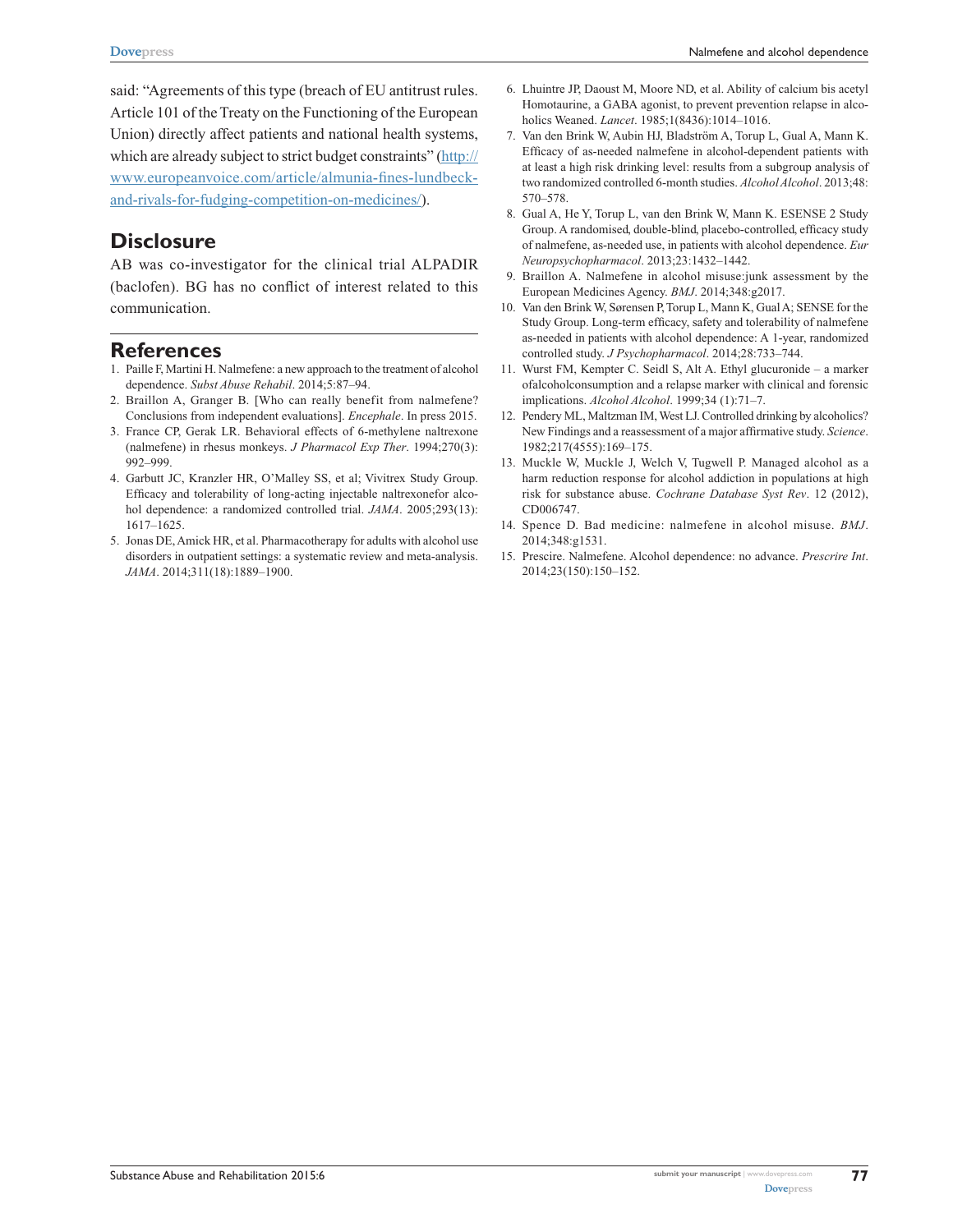said: "Agreements of this type (breach of EU antitrust rules. Article 101 of the Treaty on the Functioning of the European Union) directly affect patients and national health systems, which are already subject to strict budget constraints" (http://www.europeanvoice.com/article/almunia-fines-lundbeck-and-rivals-for-fudging-competition-on-medicines/).

## Disclosure

AB was co-investigator for the clinical trial ALPADIR (baclofen). BG has no conflict of interest related to this communication.

## References

1. Paille F, Martini H. Nalmefene: a new approach to the treatment of alcohol dependence. *Subst Abuse Rehabil*. 2014;5:87–94.
2. Braillon A, Granger B. [Who can really benefit from nalmefene? Conclusions from independent evaluations]. *Encephale*. In press 2015.
3. France CP, Gerak LR. Behavioral effects of 6-methylene naltrexone (nalmefene) in rhesus monkeys. *J Pharmacol Exp Ther*. 1994;270(3):992–999.
4. Garbutt JC, Kranzler HR, O'Malley SS, et al; Vivitrex Study Group. Efficacy and tolerability of long-acting injectable naltrexonefor alcohol dependence: a randomized controlled trial. *JAMA*. 2005;293(13):1617–1625.
5. Jonas DE, Amick HR, et al. Pharmacotherapy for adults with alcohol use disorders in outpatient settings: a systematic review and meta-analysis. *JAMA*. 2014;311(18):1889–1900.
6. Lhuintre JP, Daoust M, Moore ND, et al. Ability of calcium bis acetyl Homotaurine, a GABA agonist, to prevent prevention relapse in alcoholics Weaned. *Lancet*. 1985;1(8436):1014–1016.
7. Van den Brink W, Aubin HJ, Bladström A, Torup L, Gual A, Mann K. Efficacy of as-needed nalmefene in alcohol-dependent patients with at least a high risk drinking level: results from a subgroup analysis of two randomized controlled 6-month studies. *Alcohol Alcohol*. 2013;48:570–578.
8. Gual A, He Y, Torup L, van den Brink W, Mann K. ESENSE 2 Study Group. A randomised, double-blind, placebo-controlled, efficacy study of nalmefene, as-needed use, in patients with alcohol dependence. *Eur Neuropsychopharmacol*. 2013;23:1432–1442.
9. Braillon A. Nalmefene in alcohol misuse:junk assessment by the European Medicines Agency. *BMJ*. 2014;348:g2017.
10. Van den Brink W, Sørensen P, Torup L, Mann K, Gual A; SENSE for the Study Group. Long-term efficacy, safety and tolerability of nalmefene as-needed in patients with alcohol dependence: A 1-year, randomized controlled study. *J Psychopharmacol*. 2014;28:733–744.
11. Wurst FM, Kempter C. Seidl S, Alt A. Ethyl glucuronide – a marker ofalcoholconsumption and a relapse marker with clinical and forensic implications. *Alcohol Alcohol*. 1999;34 (1):71–7.
12. Pendery ML, Maltzman IM, West LJ. Controlled drinking by alcoholics? New Findings and a reassessment of a major affirmative study. *Science*. 1982;217(4555):169–175.
13. Muckle W, Muckle J, Welch V, Tugwell P. Managed alcohol as a harm reduction response for alcohol addiction in populations at high risk for substance abuse. *Cochrane Database Syst Rev*. 12 (2012), CD006747.
14. Spence D. Bad medicine: nalmefene in alcohol misuse. *BMJ*. 2014;348:g1531.
15. Prescire. Nalmefene. Alcohol dependence: no advance. *Prescrire Int*. 2014;23(150):150–152.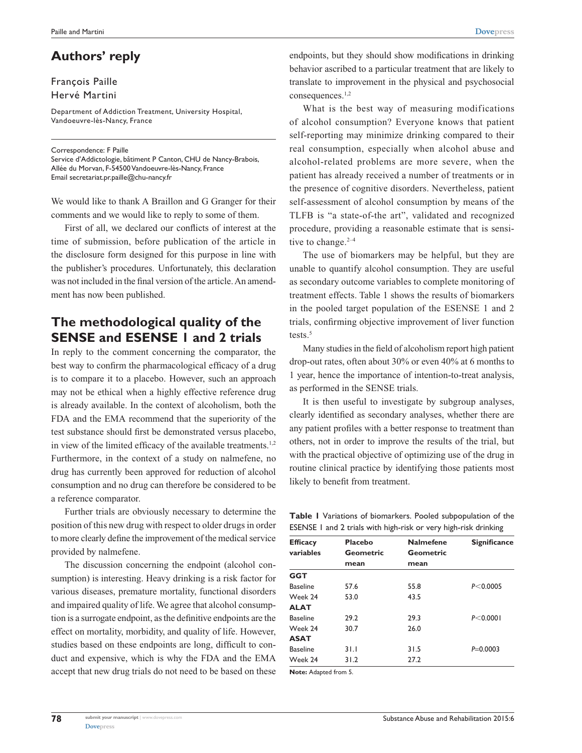## Authors' reply

François Paille
Hervé Martini

Department of Addiction Treatment, University Hospital, Vandoeuvre-lès-Nancy, France

Correspondence: F Paille
Service d'Addictologie, bâtiment P Canton, CHU de Nancy-Brabois, Allée du Morvan, F-54500 Vandoeuvre-lès-Nancy, France
Email secretariat.pr.paille@chu-nancy.fr

We would like to thank A Braillon and G Granger for their comments and we would like to reply to some of them.

First of all, we declared our conflicts of interest at the time of submission, before publication of the article in the disclosure form designed for this purpose in line with the publisher's procedures. Unfortunately, this declaration was not included in the final version of the article. An amendment has now been published.

## The methodological quality of the SENSE and ESENSE 1 and 2 trials

In reply to the comment concerning the comparator, the best way to confirm the pharmacological efficacy of a drug is to compare it to a placebo. However, such an approach may not be ethical when a highly effective reference drug is already available. In the context of alcoholism, both the FDA and the EMA recommend that the superiority of the test substance should first be demonstrated versus placebo, in view of the limited efficacy of the available treatments.[1,2] Furthermore, in the context of a study on nalmefene, no drug has currently been approved for reduction of alcohol consumption and no drug can therefore be considered to be a reference comparator.

Further trials are obviously necessary to determine the position of this new drug with respect to older drugs in order to more clearly define the improvement of the medical service provided by nalmefene.

The discussion concerning the endpoint (alcohol consumption) is interesting. Heavy drinking is a risk factor for various diseases, premature mortality, functional disorders and impaired quality of life. We agree that alcohol consumption is a surrogate endpoint, as the definitive endpoints are the effect on mortality, morbidity, and quality of life. However, studies based on these endpoints are long, difficult to conduct and expensive, which is why the FDA and the EMA accept that new drug trials do not need to be based on these endpoints, but they should show modifications in drinking behavior ascribed to a particular treatment that are likely to translate to improvement in the physical and psychosocial consequences.[1,2]

What is the best way of measuring modifications of alcohol consumption? Everyone knows that patient self-reporting may minimize drinking compared to their real consumption, especially when alcohol abuse and alcohol-related problems are more severe, when the patient has already received a number of treatments or in the presence of cognitive disorders. Nevertheless, patient self-assessment of alcohol consumption by means of the TLFB is "a state-of-the art", validated and recognized procedure, providing a reasonable estimate that is sensitive to change.[2–4]

The use of biomarkers may be helpful, but they are unable to quantify alcohol consumption. They are useful as secondary outcome variables to complete monitoring of treatment effects. Table 1 shows the results of biomarkers in the pooled target population of the ESENSE 1 and 2 trials, confirming objective improvement of liver function tests.[5]

Many studies in the field of alcoholism report high patient drop-out rates, often about 30% or even 40% at 6 months to 1 year, hence the importance of intention-to-treat analysis, as performed in the SENSE trials.

It is then useful to investigate by subgroup analyses, clearly identified as secondary analyses, whether there are any patient profiles with a better response to treatment than others, not in order to improve the results of the trial, but with the practical objective of optimizing use of the drug in routine clinical practice by identifying those patients most likely to benefit from treatment.

**Table 1** Variations of biomarkers. Pooled subpopulation of the ESENSE 1 and 2 trials with high-risk or very high-risk drinking

| Efficacy variables | Placebo Geometric mean | Nalmefene Geometric mean | Significance |
|---|---|---|---|
| **GGT** | | | |
| Baseline | 57.6 | 55.8 | $P<0.0005$ |
| Week 24 | 53.0 | 43.5 | |
| **ALAT** | | | |
| Baseline | 29.2 | 29.3 | $P<0.0001$ |
| Week 24 | 30.7 | 26.0 | |
| **ASAT** | | | |
| Baseline | 31.1 | 31.5 | $P=0.0003$ |
| Week 24 | 31.2 | 27.2 | |

**Note:** Adapted from 5.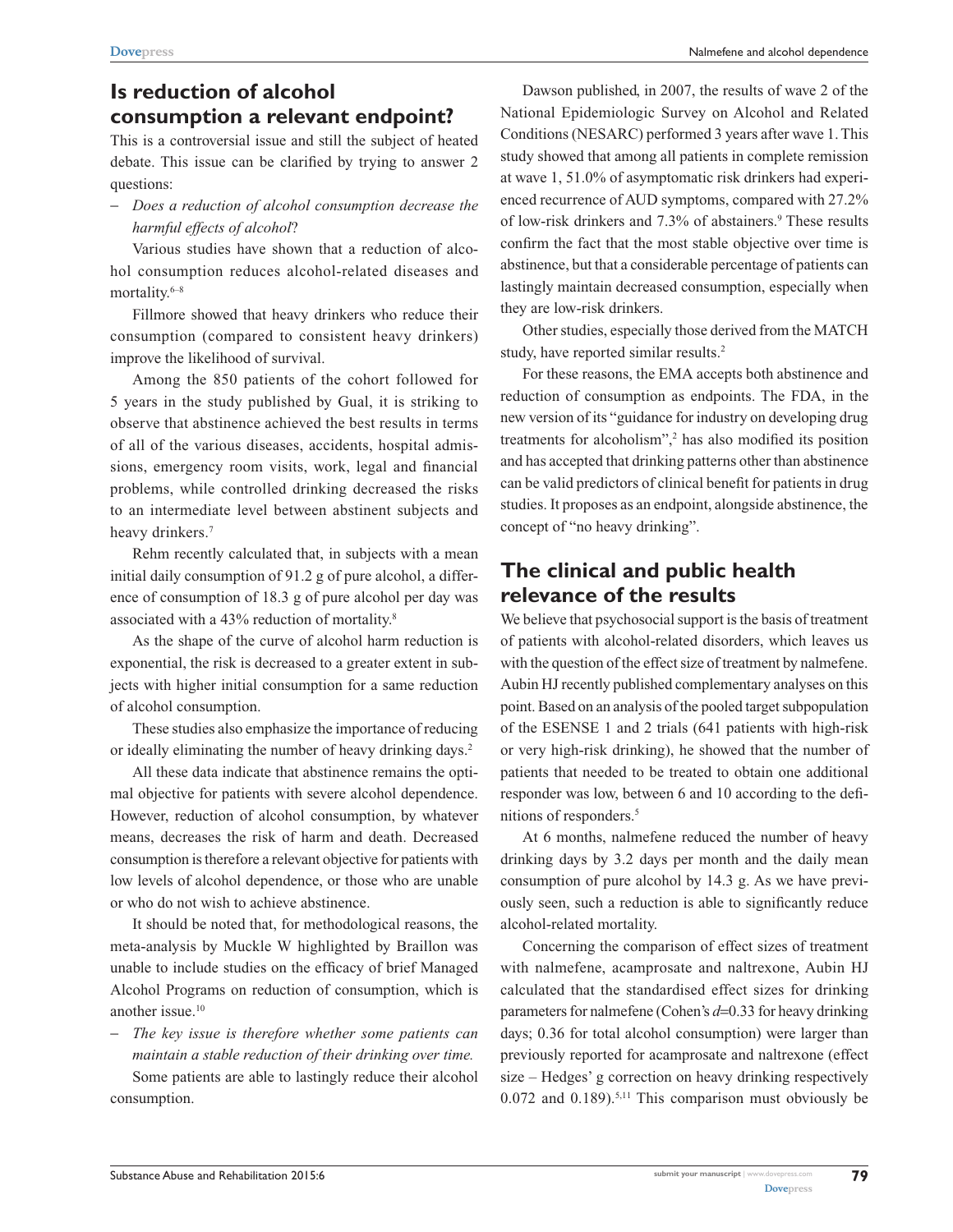## Is reduction of alcohol consumption a relevant endpoint?

This is a controversial issue and still the subject of heated debate. This issue can be clarified by trying to answer 2 questions:

– *Does a reduction of alcohol consumption decrease the harmful effects of alcohol*?

Various studies have shown that a reduction of alcohol consumption reduces alcohol-related diseases and mortality.[6–8]

Fillmore showed that heavy drinkers who reduce their consumption (compared to consistent heavy drinkers) improve the likelihood of survival.

Among the 850 patients of the cohort followed for 5 years in the study published by Gual, it is striking to observe that abstinence achieved the best results in terms of all of the various diseases, accidents, hospital admissions, emergency room visits, work, legal and financial problems, while controlled drinking decreased the risks to an intermediate level between abstinent subjects and heavy drinkers.[7]

Rehm recently calculated that, in subjects with a mean initial daily consumption of 91.2 g of pure alcohol, a difference of consumption of 18.3 g of pure alcohol per day was associated with a 43% reduction of mortality.[8]

As the shape of the curve of alcohol harm reduction is exponential, the risk is decreased to a greater extent in subjects with higher initial consumption for a same reduction of alcohol consumption.

These studies also emphasize the importance of reducing or ideally eliminating the number of heavy drinking days.[2]

All these data indicate that abstinence remains the optimal objective for patients with severe alcohol dependence. However, reduction of alcohol consumption, by whatever means, decreases the risk of harm and death. Decreased consumption is therefore a relevant objective for patients with low levels of alcohol dependence, or those who are unable or who do not wish to achieve abstinence.

It should be noted that, for methodological reasons, the meta-analysis by Muckle W highlighted by Braillon was unable to include studies on the efficacy of brief Managed Alcohol Programs on reduction of consumption, which is another issue.[10]

– *The key issue is therefore whether some patients can maintain a stable reduction of their drinking over time.*

Some patients are able to lastingly reduce their alcohol consumption.

Dawson published, in 2007, the results of wave 2 of the National Epidemiologic Survey on Alcohol and Related Conditions (NESARC) performed 3 years after wave 1. This study showed that among all patients in complete remission at wave 1, 51.0% of asymptomatic risk drinkers had experienced recurrence of AUD symptoms, compared with 27.2% of low-risk drinkers and 7.3% of abstainers.[9] These results confirm the fact that the most stable objective over time is abstinence, but that a considerable percentage of patients can lastingly maintain decreased consumption, especially when they are low-risk drinkers.

Other studies, especially those derived from the MATCH study, have reported similar results.[2]

For these reasons, the EMA accepts both abstinence and reduction of consumption as endpoints. The FDA, in the new version of its "guidance for industry on developing drug treatments for alcoholism",[2] has also modified its position and has accepted that drinking patterns other than abstinence can be valid predictors of clinical benefit for patients in drug studies. It proposes as an endpoint, alongside abstinence, the concept of "no heavy drinking".

## The clinical and public health relevance of the results

We believe that psychosocial support is the basis of treatment of patients with alcohol-related disorders, which leaves us with the question of the effect size of treatment by nalmefene. Aubin HJ recently published complementary analyses on this point. Based on an analysis of the pooled target subpopulation of the ESENSE 1 and 2 trials (641 patients with high-risk or very high-risk drinking), he showed that the number of patients that needed to be treated to obtain one additional responder was low, between 6 and 10 according to the definitions of responders.[5]

At 6 months, nalmefene reduced the number of heavy drinking days by 3.2 days per month and the daily mean consumption of pure alcohol by 14.3 g. As we have previously seen, such a reduction is able to significantly reduce alcohol-related mortality.

Concerning the comparison of effect sizes of treatment with nalmefene, acamprosate and naltrexone, Aubin HJ calculated that the standardised effect sizes for drinking parameters for nalmefene (Cohen's $d$=0.33 for heavy drinking days; 0.36 for total alcohol consumption) were larger than previously reported for acamprosate and naltrexone (effect size – Hedges' g correction on heavy drinking respectively 0.072 and 0.189).[5,11] This comparison must obviously be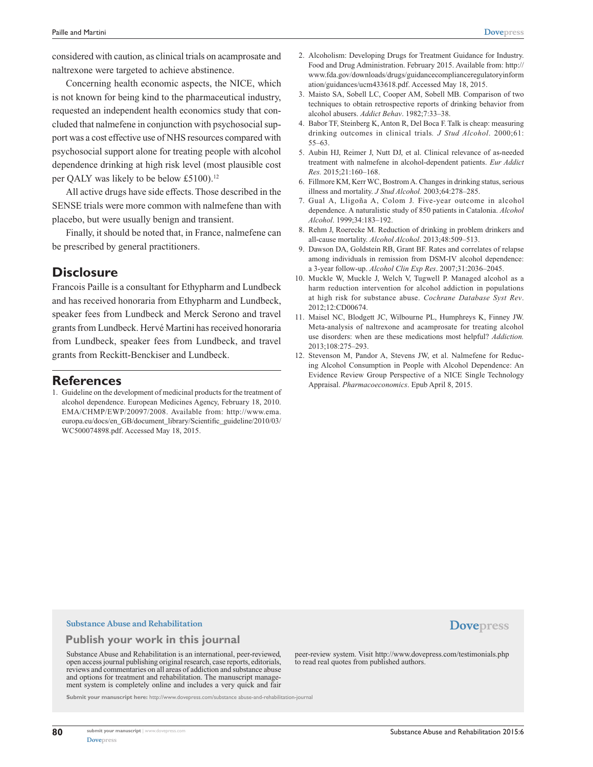considered with caution, as clinical trials on acamprosate and naltrexone were targeted to achieve abstinence.

Concerning health economic aspects, the NICE, which is not known for being kind to the pharmaceutical industry, requested an independent health economics study that concluded that nalmefene in conjunction with psychosocial support was a cost effective use of NHS resources compared with psychosocial support alone for treating people with alcohol dependence drinking at high risk level (most plausible cost per QALY was likely to be below £5100).[12]

All active drugs have side effects. Those described in the SENSE trials were more common with nalmefene than with placebo, but were usually benign and transient.

Finally, it should be noted that, in France, nalmefene can be prescribed by general practitioners.

## Disclosure

Francois Paille is a consultant for Ethypharm and Lundbeck and has received honoraria from Ethypharm and Lundbeck, speaker fees from Lundbeck and Merck Serono and travel grants from Lundbeck. Hervé Martini has received honoraria from Lundbeck, speaker fees from Lundbeck, and travel grants from Reckitt-Benckiser and Lundbeck.

## References

1. Guideline on the development of medicinal products for the treatment of alcohol dependence. European Medicines Agency, February 18, 2010. EMA/CHMP/EWP/20097/2008. Available from: http://www.ema.europa.eu/docs/en_GB/document_library/Scientific_guideline/2010/03/WC500074898.pdf. Accessed May 18, 2015.
2. Alcoholism: Developing Drugs for Treatment Guidance for Industry. Food and Drug Administration. February 2015. Available from: http://www.fda.gov/downloads/drugs/guidancecomplianceregulatoryinformation/guidances/ucm433618.pdf. Accessed May 18, 2015.
3. Maisto SA, Sobell LC, Cooper AM, Sobell MB. Comparison of two techniques to obtain retrospective reports of drinking behavior from alcohol abusers. *Addict Behav*. 1982;7:33–38.
4. Babor TF, Steinberg K, Anton R, Del Boca F. Talk is cheap: measuring drinking outcomes in clinical trials. *J Stud Alcohol*. 2000;61:55–63.
5. Aubin HJ, Reimer J, Nutt DJ, et al. Clinical relevance of as-needed treatment with nalmefene in alcohol-dependent patients. *Eur Addict Res.* 2015;21:160–168.
6. Fillmore KM, Kerr WC, Bostrom A. Changes in drinking status, serious illness and mortality. *J Stud Alcohol.* 2003;64:278–285.
7. Gual A, Lligoña A, Colom J. Five-year outcome in alcohol dependence. A naturalistic study of 850 patients in Catalonia. *Alcohol Alcohol*. 1999;34:183–192.
8. Rehm J, Roerecke M. Reduction of drinking in problem drinkers and all-cause mortality. *Alcohol Alcohol*. 2013;48:509–513.
9. Dawson DA, Goldstein RB, Grant BF. Rates and correlates of relapse among individuals in remission from DSM-IV alcohol dependence: a 3-year follow-up. *Alcohol Clin Exp Res*. 2007;31:2036–2045.
10. Muckle W, Muckle J, Welch V, Tugwell P. Managed alcohol as a harm reduction intervention for alcohol addiction in populations at high risk for substance abuse. *Cochrane Database Syst Rev*. 2012;12:CD00674.
11. Maisel NC, Blodgett JC, Wilbourne PL, Humphreys K, Finney JW. Meta-analysis of naltrexone and acamprosate for treating alcohol use disorders: when are these medications most helpful? *Addiction.* 2013;108:275–293.
12. Stevenson M, Pandor A, Stevens JW, et al. Nalmefene for Reducing Alcohol Consumption in People with Alcohol Dependence: An Evidence Review Group Perspective of a NICE Single Technology Appraisal. *Pharmacoeconomics*. Epub April 8, 2015.

**Substance Abuse and Rehabilitation**

**Publish your work in this journal**

Substance Abuse and Rehabilitation is an international, peer-reviewed, open access journal publishing original research, case reports, editorials, reviews and commentaries on all areas of addiction and substance abuse and options for treatment and rehabilitation. The manuscript management system is completely online and includes a very quick and fair peer-review system. Visit http://www.dovepress.com/testimonials.php to read real quotes from published authors.

**Submit your manuscript here:** http://www.dovepress.com/substance abuse-and-rehabilitation-journal